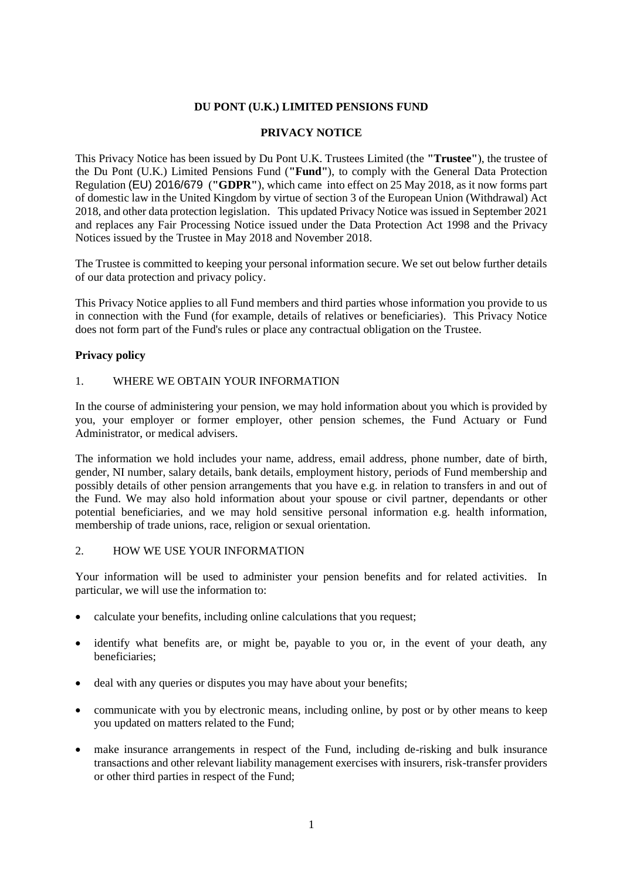# DU PONT (U.K.) LIMITED PENSIONS FUND

## PRIVACY NOTICE

This Privacy Notice has been issued by Du Pont U.K. Trustees Limited (the **"Trustee"**), the trustee of the Du Pont (U.K.) Limited Pensions Fund (**"Fund"**), to comply with the General Data Protection Regulation (EU) 2016/679 (**"GDPR"**), which came into effect on 25 May 2018, as it now forms part of domestic law in the United Kingdom by virtue of section 3 of the European Union (Withdrawal) Act 2018, and other data protection legislation. This updated Privacy Notice was issued in September 2021 and replaces any Fair Processing Notice issued under the Data Protection Act 1998 and the Privacy Notices issued by the Trustee in May 2018 and November 2018.

The Trustee is committed to keeping your personal information secure. We set out below further details of our data protection and privacy policy.

This Privacy Notice applies to all Fund members and third parties whose information you provide to us in connection with the Fund (for example, details of relatives or beneficiaries). This Privacy Notice does not form part of the Fund's rules or place any contractual obligation on the Trustee.

**Privacy policy**

1. WHERE WE OBTAIN YOUR INFORMATION

In the course of administering your pension, we may hold information about you which is provided by you, your employer or former employer, other pension schemes, the Fund Actuary or Fund Administrator, or medical advisers.

The information we hold includes your name, address, email address, phone number, date of birth, gender, NI number, salary details, bank details, employment history, periods of Fund membership and possibly details of other pension arrangements that you have e.g. in relation to transfers in and out of the Fund. We may also hold information about your spouse or civil partner, dependants or other potential beneficiaries, and we may hold sensitive personal information e.g. health information, membership of trade unions, race, religion or sexual orientation.

2. HOW WE USE YOUR INFORMATION

Your information will be used to administer your pension benefits and for related activities. In particular, we will use the information to:

- calculate your benefits, including online calculations that you request;
- identify what benefits are, or might be, payable to you or, in the event of your death, any beneficiaries;
- deal with any queries or disputes you may have about your benefits;
- communicate with you by electronic means, including online, by post or by other means to keep you updated on matters related to the Fund;
- make insurance arrangements in respect of the Fund, including de-risking and bulk insurance transactions and other relevant liability management exercises with insurers, risk-transfer providers or other third parties in respect of the Fund;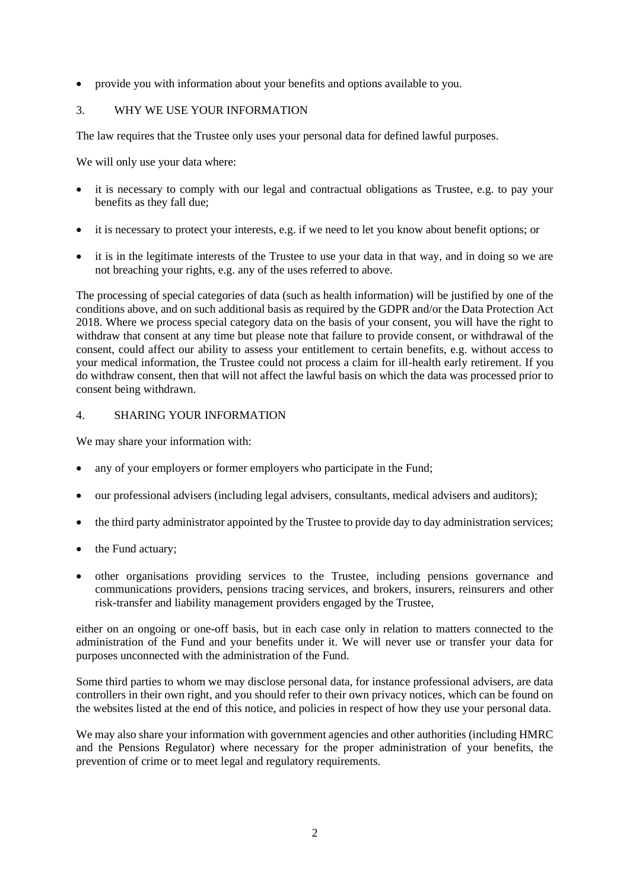- provide you with information about your benefits and options available to you.

## 3. WHY WE USE YOUR INFORMATION

The law requires that the Trustee only uses your personal data for defined lawful purposes.

We will only use your data where:

- it is necessary to comply with our legal and contractual obligations as Trustee, e.g. to pay your benefits as they fall due;
- it is necessary to protect your interests, e.g. if we need to let you know about benefit options; or
- it is in the legitimate interests of the Trustee to use your data in that way, and in doing so we are not breaching your rights, e.g. any of the uses referred to above.

The processing of special categories of data (such as health information) will be justified by one of the conditions above, and on such additional basis as required by the GDPR and/or the Data Protection Act 2018. Where we process special category data on the basis of your consent, you will have the right to withdraw that consent at any time but please note that failure to provide consent, or withdrawal of the consent, could affect our ability to assess your entitlement to certain benefits, e.g. without access to your medical information, the Trustee could not process a claim for ill-health early retirement. If you do withdraw consent, then that will not affect the lawful basis on which the data was processed prior to consent being withdrawn.

## 4. SHARING YOUR INFORMATION

We may share your information with:

- any of your employers or former employers who participate in the Fund;
- our professional advisers (including legal advisers, consultants, medical advisers and auditors);
- the third party administrator appointed by the Trustee to provide day to day administration services;
- the Fund actuary;
- other organisations providing services to the Trustee, including pensions governance and communications providers, pensions tracing services, and brokers, insurers, reinsurers and other risk-transfer and liability management providers engaged by the Trustee,

either on an ongoing or one-off basis, but in each case only in relation to matters connected to the administration of the Fund and your benefits under it. We will never use or transfer your data for purposes unconnected with the administration of the Fund.

Some third parties to whom we may disclose personal data, for instance professional advisers, are data controllers in their own right, and you should refer to their own privacy notices, which can be found on the websites listed at the end of this notice, and policies in respect of how they use your personal data.

We may also share your information with government agencies and other authorities (including HMRC and the Pensions Regulator) where necessary for the proper administration of your benefits, the prevention of crime or to meet legal and regulatory requirements.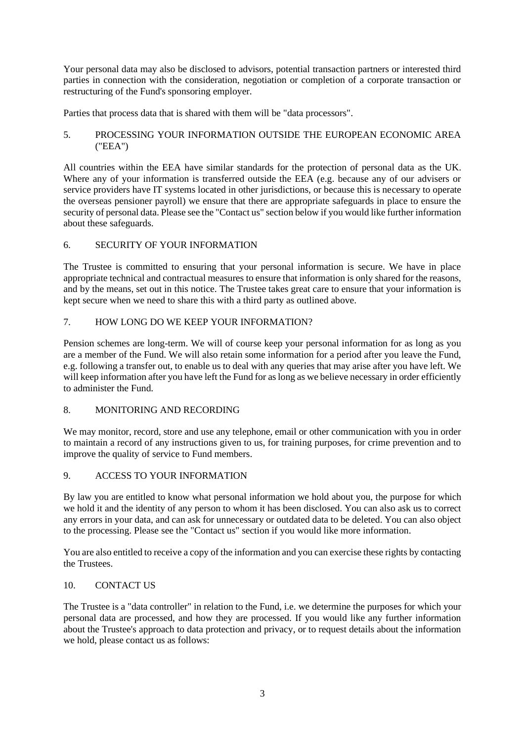Your personal data may also be disclosed to advisors, potential transaction partners or interested third parties in connection with the consideration, negotiation or completion of a corporate transaction or restructuring of the Fund's sponsoring employer.

Parties that process data that is shared with them will be "data processors".

## 5. PROCESSING YOUR INFORMATION OUTSIDE THE EUROPEAN ECONOMIC AREA ("EEA")

All countries within the EEA have similar standards for the protection of personal data as the UK. Where any of your information is transferred outside the EEA (e.g. because any of our advisers or service providers have IT systems located in other jurisdictions, or because this is necessary to operate the overseas pensioner payroll) we ensure that there are appropriate safeguards in place to ensure the security of personal data. Please see the "Contact us" section below if you would like further information about these safeguards.

## 6. SECURITY OF YOUR INFORMATION

The Trustee is committed to ensuring that your personal information is secure. We have in place appropriate technical and contractual measures to ensure that information is only shared for the reasons, and by the means, set out in this notice. The Trustee takes great care to ensure that your information is kept secure when we need to share this with a third party as outlined above.

## 7. HOW LONG DO WE KEEP YOUR INFORMATION?

Pension schemes are long-term. We will of course keep your personal information for as long as you are a member of the Fund. We will also retain some information for a period after you leave the Fund, e.g. following a transfer out, to enable us to deal with any queries that may arise after you have left. We will keep information after you have left the Fund for as long as we believe necessary in order efficiently to administer the Fund.

## 8. MONITORING AND RECORDING

We may monitor, record, store and use any telephone, email or other communication with you in order to maintain a record of any instructions given to us, for training purposes, for crime prevention and to improve the quality of service to Fund members.

## 9. ACCESS TO YOUR INFORMATION

By law you are entitled to know what personal information we hold about you, the purpose for which we hold it and the identity of any person to whom it has been disclosed. You can also ask us to correct any errors in your data, and can ask for unnecessary or outdated data to be deleted. You can also object to the processing. Please see the "Contact us" section if you would like more information.

You are also entitled to receive a copy of the information and you can exercise these rights by contacting the Trustees.

## 10. CONTACT US

The Trustee is a "data controller" in relation to the Fund, i.e. we determine the purposes for which your personal data are processed, and how they are processed. If you would like any further information about the Trustee's approach to data protection and privacy, or to request details about the information we hold, please contact us as follows: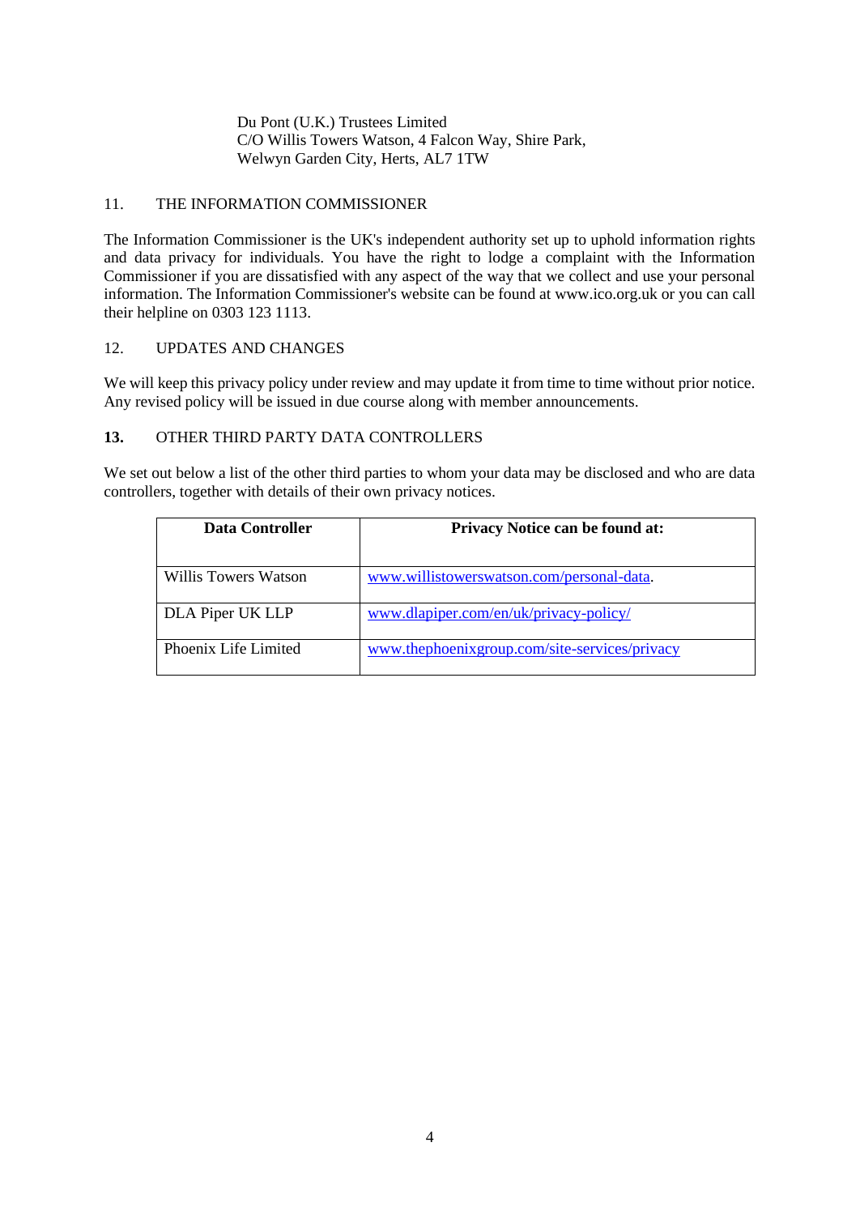Du Pont (U.K.) Trustees Limited
C/O Willis Towers Watson, 4 Falcon Way, Shire Park,
Welwyn Garden City, Herts, AL7 1TW

## 11. THE INFORMATION COMMISSIONER

The Information Commissioner is the UK's independent authority set up to uphold information rights and data privacy for individuals. You have the right to lodge a complaint with the Information Commissioner if you are dissatisfied with any aspect of the way that we collect and use your personal information. The Information Commissioner's website can be found at www.ico.org.uk or you can call their helpline on 0303 123 1113.

## 12. UPDATES AND CHANGES

We will keep this privacy policy under review and may update it from time to time without prior notice. Any revised policy will be issued in due course along with member announcements.

## **13.** OTHER THIRD PARTY DATA CONTROLLERS

We set out below a list of the other third parties to whom your data may be disclosed and who are data controllers, together with details of their own privacy notices.

| **Data Controller** | **Privacy Notice can be found at:** |
|---|---|
| Willis Towers Watson | www.willistowerswatson.com/personal-data. |
| DLA Piper UK LLP | www.dlapiper.com/en/uk/privacy-policy/ |
| Phoenix Life Limited | www.thephoenixgroup.com/site-services/privacy |